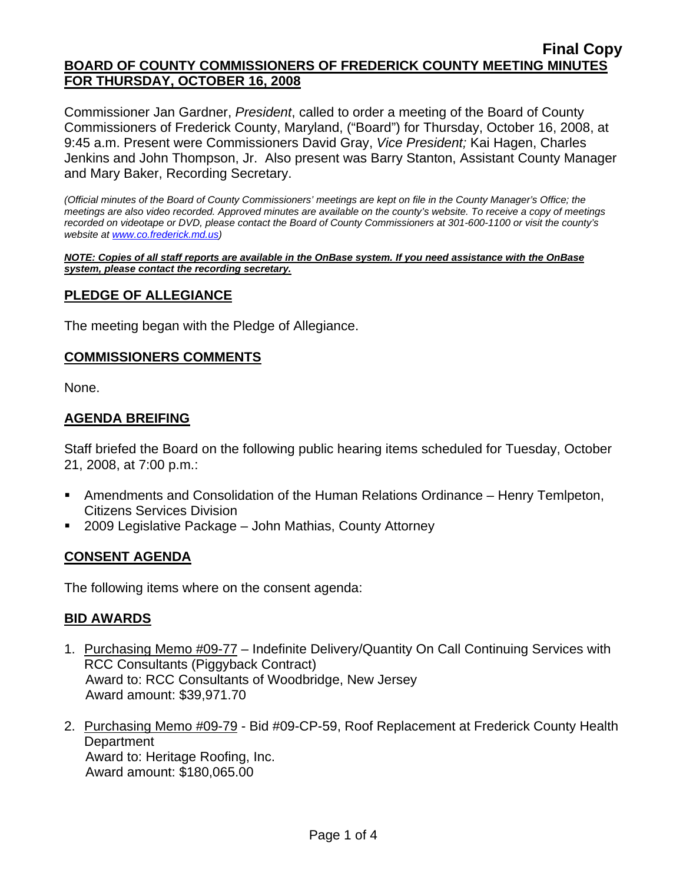**Final Copy**

## BOARD OF COUNTY COMMISSIONERS OF FREDERICK COUNTY MEETING MINUTES FOR THURSDAY, OCTOBER 16, 2008

Commissioner Jan Gardner, *President*, called to order a meeting of the Board of County Commissioners of Frederick County, Maryland, ("Board") for Thursday, October 16, 2008, at 9:45 a.m. Present were Commissioners David Gray, *Vice President;* Kai Hagen, Charles Jenkins and John Thompson, Jr. Also present was Barry Stanton, Assistant County Manager and Mary Baker, Recording Secretary.

*(Official minutes of the Board of County Commissioners' meetings are kept on file in the County Manager's Office; the meetings are also video recorded. Approved minutes are available on the county's website. To receive a copy of meetings recorded on videotape or DVD, please contact the Board of County Commissioners at 301-600-1100 or visit the county's website at www.co.frederick.md.us)*

***NOTE: Copies of all staff reports are available in the OnBase system. If you need assistance with the OnBase system, please contact the recording secretary.***

## PLEDGE OF ALLEGIANCE

The meeting began with the Pledge of Allegiance.

## COMMISSIONERS COMMENTS

None.

## AGENDA BREIFING

Staff briefed the Board on the following public hearing items scheduled for Tuesday, October 21, 2008, at 7:00 p.m.:

- Amendments and Consolidation of the Human Relations Ordinance – Henry Temlpeton, Citizens Services Division
- 2009 Legislative Package – John Mathias, County Attorney

## CONSENT AGENDA

The following items where on the consent agenda:

## BID AWARDS

1. Purchasing Memo #09-77 – Indefinite Delivery/Quantity On Call Continuing Services with RCC Consultants (Piggyback Contract)
   Award to: RCC Consultants of Woodbridge, New Jersey
   Award amount: $39,971.70

2. Purchasing Memo #09-79 - Bid #09-CP-59, Roof Replacement at Frederick County Health Department
   Award to: Heritage Roofing, Inc.
   Award amount: $180,065.00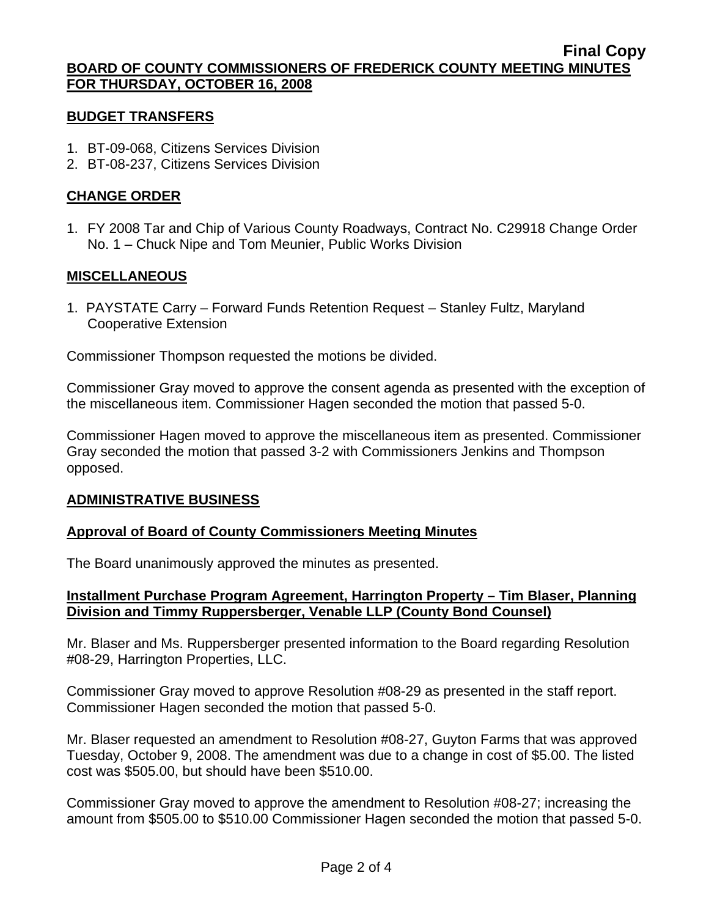## BUDGET TRANSFERS

1. BT-09-068, Citizens Services Division
2. BT-08-237, Citizens Services Division

## CHANGE ORDER

1. FY 2008 Tar and Chip of Various County Roadways, Contract No. C29918 Change Order No. 1 – Chuck Nipe and Tom Meunier, Public Works Division

## MISCELLANEOUS

1. PAYSTATE Carry – Forward Funds Retention Request – Stanley Fultz, Maryland Cooperative Extension

Commissioner Thompson requested the motions be divided.

Commissioner Gray moved to approve the consent agenda as presented with the exception of the miscellaneous item. Commissioner Hagen seconded the motion that passed 5-0.

Commissioner Hagen moved to approve the miscellaneous item as presented. Commissioner Gray seconded the motion that passed 3-2 with Commissioners Jenkins and Thompson opposed.

## ADMINISTRATIVE BUSINESS

### Approval of Board of County Commissioners Meeting Minutes

The Board unanimously approved the minutes as presented.

### Installment Purchase Program Agreement, Harrington Property – Tim Blaser, Planning Division and Timmy Ruppersberger, Venable LLP (County Bond Counsel)

Mr. Blaser and Ms. Ruppersberger presented information to the Board regarding Resolution #08-29, Harrington Properties, LLC.

Commissioner Gray moved to approve Resolution #08-29 as presented in the staff report. Commissioner Hagen seconded the motion that passed 5-0.

Mr. Blaser requested an amendment to Resolution #08-27, Guyton Farms that was approved Tuesday, October 9, 2008. The amendment was due to a change in cost of $5.00. The listed cost was $505.00, but should have been $510.00.

Commissioner Gray moved to approve the amendment to Resolution #08-27; increasing the amount from $505.00 to $510.00 Commissioner Hagen seconded the motion that passed 5-0.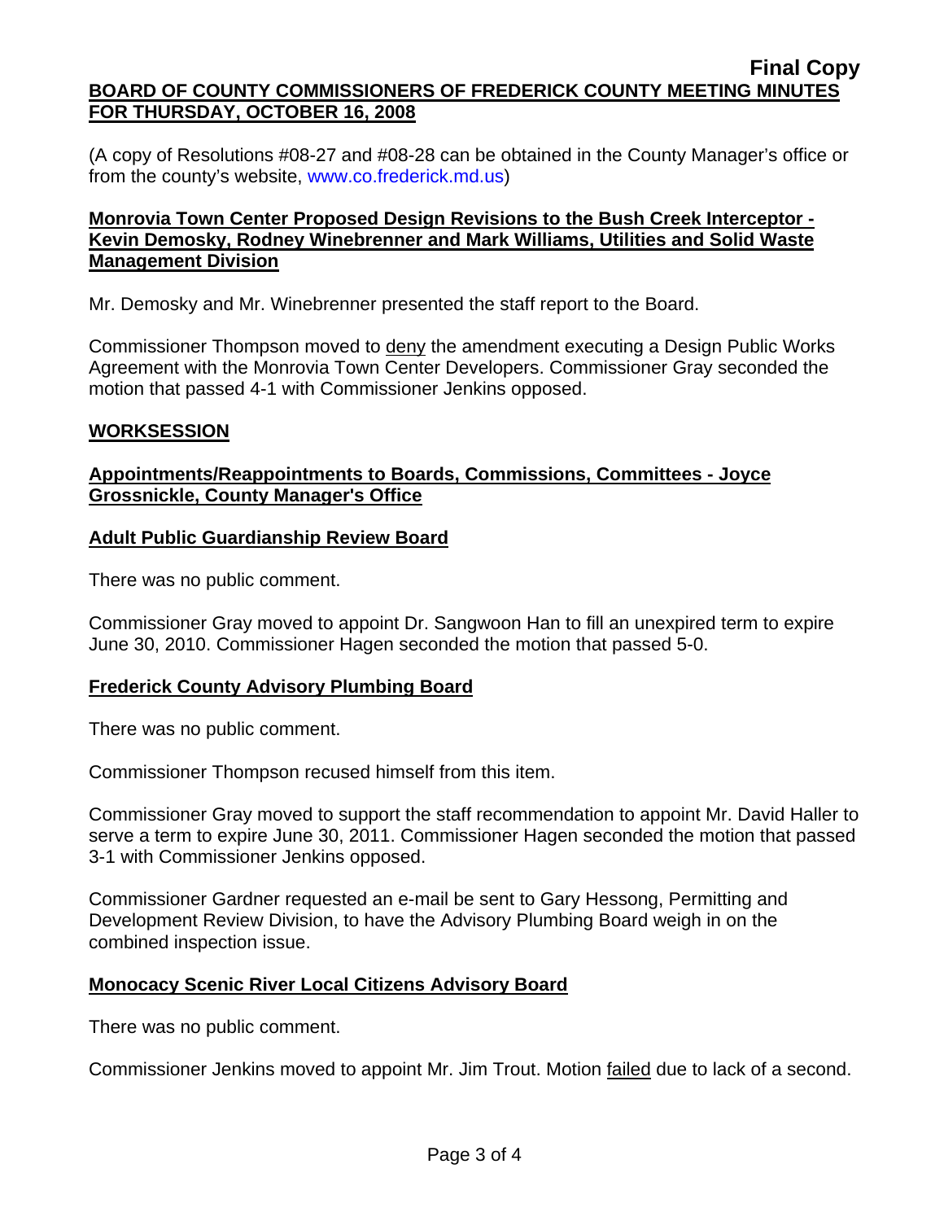**Final Copy**

**BOARD OF COUNTY COMMISSIONERS OF FREDERICK COUNTY MEETING MINUTES FOR THURSDAY, OCTOBER 16, 2008**

(A copy of Resolutions #08-27 and #08-28 can be obtained in the County Manager's office or from the county's website, www.co.frederick.md.us)

**Monrovia Town Center Proposed Design Revisions to the Bush Creek Interceptor - Kevin Demosky, Rodney Winebrenner and Mark Williams, Utilities and Solid Waste Management Division**

Mr. Demosky and Mr. Winebrenner presented the staff report to the Board.

Commissioner Thompson moved to deny the amendment executing a Design Public Works Agreement with the Monrovia Town Center Developers. Commissioner Gray seconded the motion that passed 4-1 with Commissioner Jenkins opposed.

**WORKSESSION**

**Appointments/Reappointments to Boards, Commissions, Committees - Joyce Grossnickle, County Manager's Office**

**Adult Public Guardianship Review Board**

There was no public comment.

Commissioner Gray moved to appoint Dr. Sangwoon Han to fill an unexpired term to expire June 30, 2010. Commissioner Hagen seconded the motion that passed 5-0.

**Frederick County Advisory Plumbing Board**

There was no public comment.

Commissioner Thompson recused himself from this item.

Commissioner Gray moved to support the staff recommendation to appoint Mr. David Haller to serve a term to expire June 30, 2011. Commissioner Hagen seconded the motion that passed 3-1 with Commissioner Jenkins opposed.

Commissioner Gardner requested an e-mail be sent to Gary Hessong, Permitting and Development Review Division, to have the Advisory Plumbing Board weigh in on the combined inspection issue.

**Monocacy Scenic River Local Citizens Advisory Board**

There was no public comment.

Commissioner Jenkins moved to appoint Mr. Jim Trout. Motion failed due to lack of a second.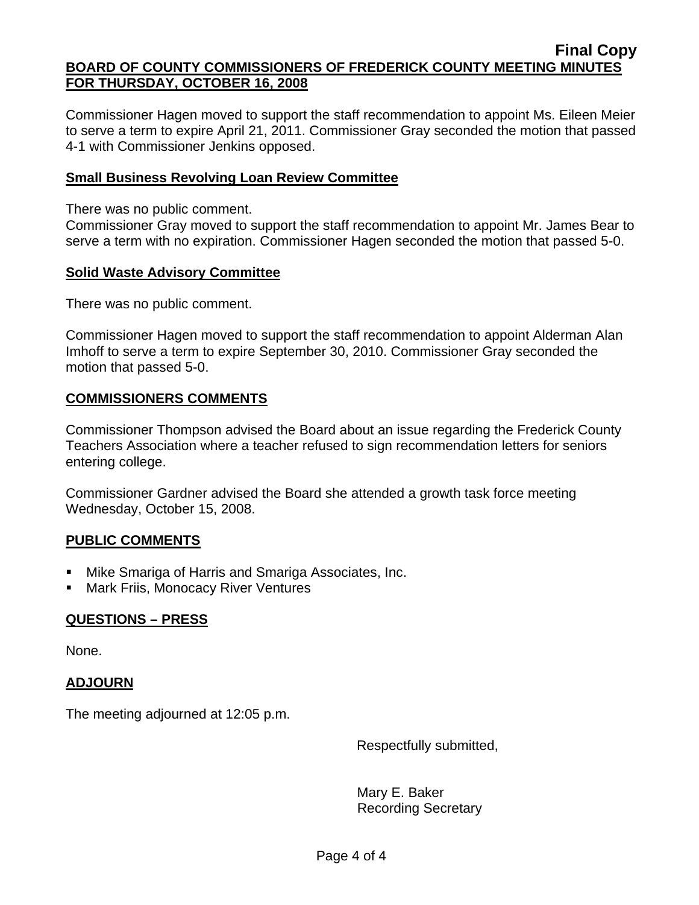Commissioner Hagen moved to support the staff recommendation to appoint Ms. Eileen Meier to serve a term to expire April 21, 2011. Commissioner Gray seconded the motion that passed 4-1 with Commissioner Jenkins opposed.

**Small Business Revolving Loan Review Committee**

There was no public comment.

Commissioner Gray moved to support the staff recommendation to appoint Mr. James Bear to serve a term with no expiration. Commissioner Hagen seconded the motion that passed 5-0.

**Solid Waste Advisory Committee**

There was no public comment.

Commissioner Hagen moved to support the staff recommendation to appoint Alderman Alan Imhoff to serve a term to expire September 30, 2010. Commissioner Gray seconded the motion that passed 5-0.

## COMMISSIONERS COMMENTS

Commissioner Thompson advised the Board about an issue regarding the Frederick County Teachers Association where a teacher refused to sign recommendation letters for seniors entering college.

Commissioner Gardner advised the Board she attended a growth task force meeting Wednesday, October 15, 2008.

## PUBLIC COMMENTS

- Mike Smariga of Harris and Smariga Associates, Inc.
- Mark Friis, Monocacy River Ventures

## QUESTIONS – PRESS

None.

## ADJOURN

The meeting adjourned at 12:05 p.m.

Respectfully submitted,

Mary E. Baker
Recording Secretary